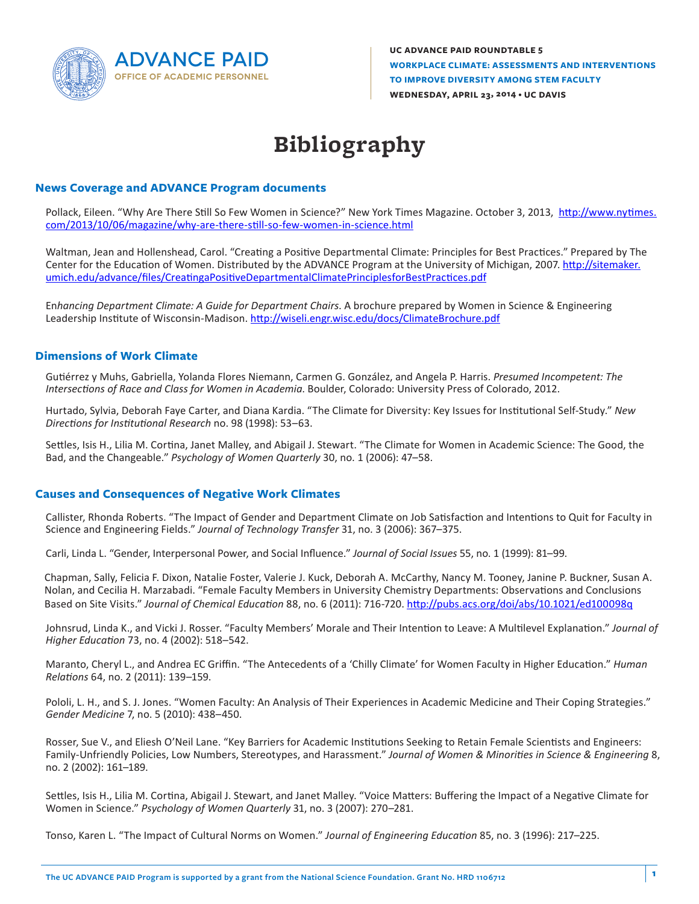UC ADVANCE PAID ROUNDTABLE 5
**WORKPLACE CLIMATE: ASSESSMENTS AND INTERVENTIONS TO IMPROVE DIVERSITY AMONG STEM FACULTY**
WEDNESDAY, APRIL 23, 2014 • UC DAVIS

# Bibliography

## News Coverage and ADVANCE Program documents

Pollack, Eileen. "Why Are There Still So Few Women in Science?" New York Times Magazine. October 3, 2013, http://www.nytimes.com/2013/10/06/magazine/why-are-there-still-so-few-women-in-science.html

Waltman, Jean and Hollenshead, Carol. "Creating a Positive Departmental Climate: Principles for Best Practices." Prepared by The Center for the Education of Women. Distributed by the ADVANCE Program at the University of Michigan, 2007. http://sitemaker.umich.edu/advance/files/CreatingaPositiveDepartmentalClimatePrinciplesforBestPractices.pdf

En*hancing Department Climate: A Guide for Department Chairs*. A brochure prepared by Women in Science & Engineering Leadership Institute of Wisconsin-Madison. http://wiseli.engr.wisc.edu/docs/ClimateBrochure.pdf

## Dimensions of Work Climate

Gutiérrez y Muhs, Gabriella, Yolanda Flores Niemann, Carmen G. González, and Angela P. Harris. *Presumed Incompetent: The Intersections of Race and Class for Women in Academia.* Boulder, Colorado: University Press of Colorado, 2012.

Hurtado, Sylvia, Deborah Faye Carter, and Diana Kardia. "The Climate for Diversity: Key Issues for Institutional Self-Study." *New Directions for Institutional Research* no. 98 (1998): 53–63.

Settles, Isis H., Lilia M. Cortina, Janet Malley, and Abigail J. Stewart. "The Climate for Women in Academic Science: The Good, the Bad, and the Changeable." *Psychology of Women Quarterly* 30, no. 1 (2006): 47–58.

## Causes and Consequences of Negative Work Climates

Callister, Rhonda Roberts. "The Impact of Gender and Department Climate on Job Satisfaction and Intentions to Quit for Faculty in Science and Engineering Fields." *Journal of Technology Transfer* 31, no. 3 (2006): 367–375.

Carli, Linda L. "Gender, Interpersonal Power, and Social Influence." *Journal of Social Issues* 55, no. 1 (1999): 81–99.

Chapman, Sally, Felicia F. Dixon, Natalie Foster, Valerie J. Kuck, Deborah A. McCarthy, Nancy M. Tooney, Janine P. Buckner, Susan A. Nolan, and Cecilia H. Marzabadi. "Female Faculty Members in University Chemistry Departments: Observations and Conclusions Based on Site Visits." *Journal of Chemical Education* 88, no. 6 (2011): 716-720. http://pubs.acs.org/doi/abs/10.1021/ed100098q

Johnsrud, Linda K., and Vicki J. Rosser. "Faculty Members' Morale and Their Intention to Leave: A Multilevel Explanation." *Journal of Higher Education* 73, no. 4 (2002): 518–542.

Maranto, Cheryl L., and Andrea EC Griffin. "The Antecedents of a 'Chilly Climate' for Women Faculty in Higher Education." *Human Relations* 64, no. 2 (2011): 139–159.

Pololi, L. H., and S. J. Jones. "Women Faculty: An Analysis of Their Experiences in Academic Medicine and Their Coping Strategies." *Gender Medicine* 7, no. 5 (2010): 438–450.

Rosser, Sue V., and Eliesh O'Neil Lane. "Key Barriers for Academic Institutions Seeking to Retain Female Scientists and Engineers: Family-Unfriendly Policies, Low Numbers, Stereotypes, and Harassment." *Journal of Women & Minorities in Science & Engineering* 8, no. 2 (2002): 161–189.

Settles, Isis H., Lilia M. Cortina, Abigail J. Stewart, and Janet Malley. "Voice Matters: Buffering the Impact of a Negative Climate for Women in Science." *Psychology of Women Quarterly* 31, no. 3 (2007): 270–281.

Tonso, Karen L. "The Impact of Cultural Norms on Women." *Journal of Engineering Education* 85, no. 3 (1996): 217–225.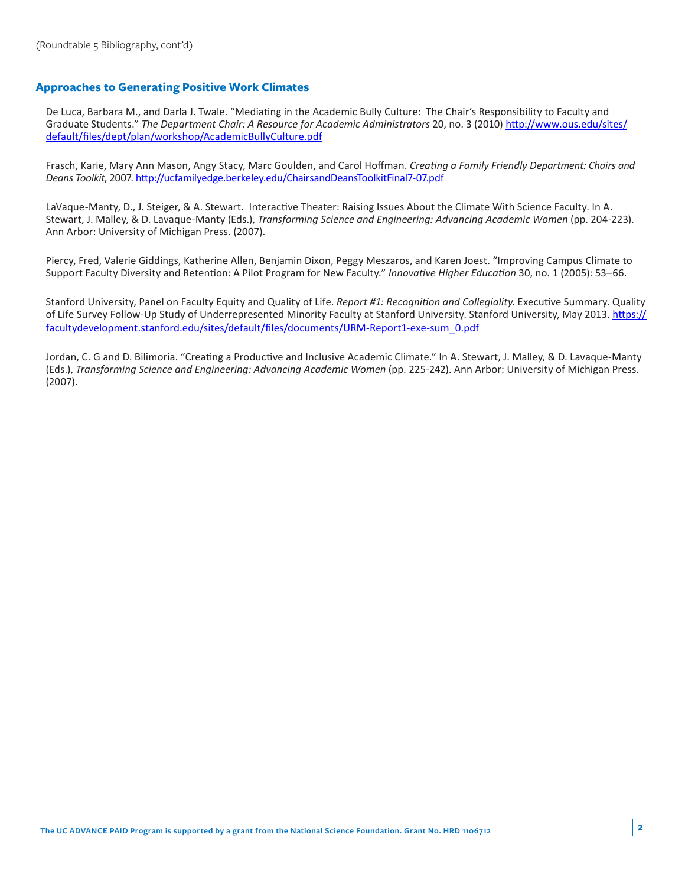(Roundtable 5 Bibliography, cont'd)

## Approaches to Generating Positive Work Climates

De Luca, Barbara M., and Darla J. Twale. "Mediating in the Academic Bully Culture: The Chair's Responsibility to Faculty and Graduate Students." *The Department Chair: A Resource for Academic Administrators* 20, no. 3 (2010) http://www.ous.edu/sites/default/files/dept/plan/workshop/AcademicBullyCulture.pdf

Frasch, Karie, Mary Ann Mason, Angy Stacy, Marc Goulden, and Carol Hoffman. *Creating a Family Friendly Department: Chairs and Deans Toolkit*, 2007. http://ucfamilyedge.berkeley.edu/ChairsandDeansToolkitFinal7-07.pdf

LaVaque-Manty, D., J. Steiger, & A. Stewart. Interactive Theater: Raising Issues About the Climate With Science Faculty. In A. Stewart, J. Malley, & D. Lavaque-Manty (Eds.), *Transforming Science and Engineering: Advancing Academic Women* (pp. 204-223). Ann Arbor: University of Michigan Press. (2007).

Piercy, Fred, Valerie Giddings, Katherine Allen, Benjamin Dixon, Peggy Meszaros, and Karen Joest. "Improving Campus Climate to Support Faculty Diversity and Retention: A Pilot Program for New Faculty." *Innovative Higher Education* 30, no. 1 (2005): 53–66.

Stanford University, Panel on Faculty Equity and Quality of Life. *Report #1: Recognition and Collegiality.* Executive Summary. Quality of Life Survey Follow-Up Study of Underrepresented Minority Faculty at Stanford University. Stanford University, May 2013. https://facultydevelopment.stanford.edu/sites/default/files/documents/URM-Report1-exe-sum_0.pdf

Jordan, C. G and D. Bilimoria. "Creating a Productive and Inclusive Academic Climate." In A. Stewart, J. Malley, & D. Lavaque-Manty (Eds.), *Transforming Science and Engineering: Advancing Academic Women* (pp. 225-242). Ann Arbor: University of Michigan Press. (2007).

The UC ADVANCE PAID Program is supported by a grant from the National Science Foundation. Grant No. HRD 1106712